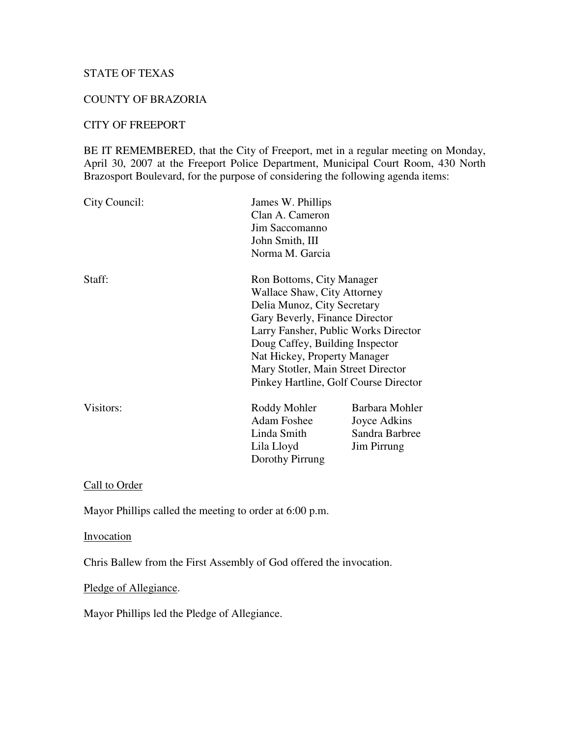STATE OF TEXAS

COUNTY OF BRAZORIA

CITY OF FREEPORT

BE IT REMEMBERED, that the City of Freeport, met in a regular meeting on Monday, April 30, 2007 at the Freeport Police Department, Municipal Court Room, 430 North Brazosport Boulevard, for the purpose of considering the following agenda items:

| | | |
|---|---|---|
| City Council: | James W. Phillips | |
| | Clan A. Cameron | |
| | Jim Saccomanno | |
| | John Smith, III | |
| | Norma M. Garcia | |
| Staff: | Ron Bottoms, City Manager | |
| | Wallace Shaw, City Attorney | |
| | Delia Munoz, City Secretary | |
| | Gary Beverly, Finance Director | |
| | Larry Fansher, Public Works Director | |
| | Doug Caffey, Building Inspector | |
| | Nat Hickey, Property Manager | |
| | Mary Stotler, Main Street Director | |
| | Pinkey Hartline, Golf Course Director | |
| Visitors: | Roddy Mohler | Barbara Mohler |
| | Adam Foshee | Joyce Adkins |
| | Linda Smith | Sandra Barbree |
| | Lila Lloyd | Jim Pirrung |
| | Dorothy Pirrung | |

Call to Order

Mayor Phillips called the meeting to order at 6:00 p.m.

Invocation

Chris Ballew from the First Assembly of God offered the invocation.

Pledge of Allegiance.

Mayor Phillips led the Pledge of Allegiance.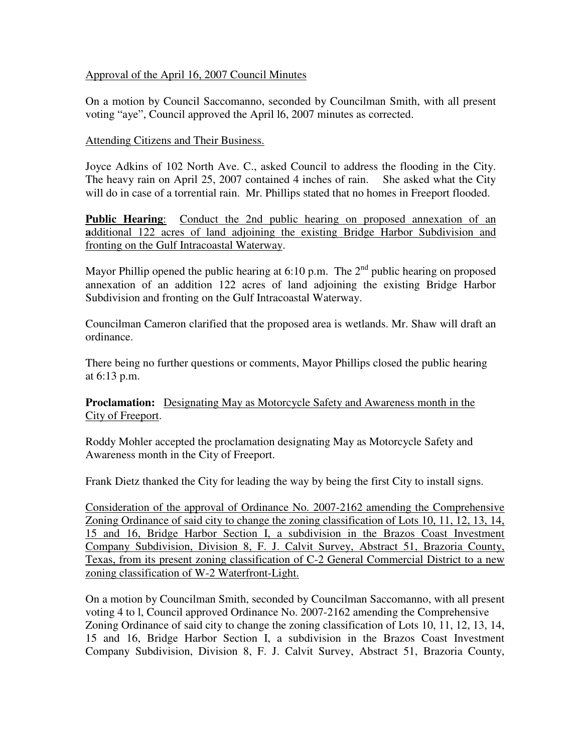Approval of the April 16, 2007 Council Minutes

On a motion by Council Saccomanno, seconded by Councilman Smith, with all present voting "aye", Council approved the April l6, 2007 minutes as corrected.

Attending Citizens and Their Business.

Joyce Adkins of 102 North Ave. C., asked Council to address the flooding in the City. The heavy rain on April 25, 2007 contained 4 inches of rain. She asked what the City will do in case of a torrential rain. Mr. Phillips stated that no homes in Freeport flooded.

**Public Hearing**: Conduct the 2nd public hearing on proposed annexation of an **a**dditional 122 acres of land adjoining the existing Bridge Harbor Subdivision and fronting on the Gulf Intracoastal Waterway.

Mayor Phillip opened the public hearing at 6:10 p.m. The 2nd public hearing on proposed annexation of an addition 122 acres of land adjoining the existing Bridge Harbor Subdivision and fronting on the Gulf Intracoastal Waterway.

Councilman Cameron clarified that the proposed area is wetlands. Mr. Shaw will draft an ordinance.

There being no further questions or comments, Mayor Phillips closed the public hearing at 6:13 p.m.

**Proclamation:** Designating May as Motorcycle Safety and Awareness month in the City of Freeport.

Roddy Mohler accepted the proclamation designating May as Motorcycle Safety and Awareness month in the City of Freeport.

Frank Dietz thanked the City for leading the way by being the first City to install signs.

Consideration of the approval of Ordinance No. 2007-2162 amending the Comprehensive Zoning Ordinance of said city to change the zoning classification of Lots 10, 11, 12, 13, 14, 15 and 16, Bridge Harbor Section I, a subdivision in the Brazos Coast Investment Company Subdivision, Division 8, F. J. Calvit Survey, Abstract 51, Brazoria County, Texas, from its present zoning classification of C-2 General Commercial District to a new zoning classification of W-2 Waterfront-Light.

On a motion by Councilman Smith, seconded by Councilman Saccomanno, with all present voting 4 to l, Council approved Ordinance No. 2007-2162 amending the Comprehensive Zoning Ordinance of said city to change the zoning classification of Lots 10, 11, 12, 13, 14, 15 and 16, Bridge Harbor Section I, a subdivision in the Brazos Coast Investment Company Subdivision, Division 8, F. J. Calvit Survey, Abstract 51, Brazoria County,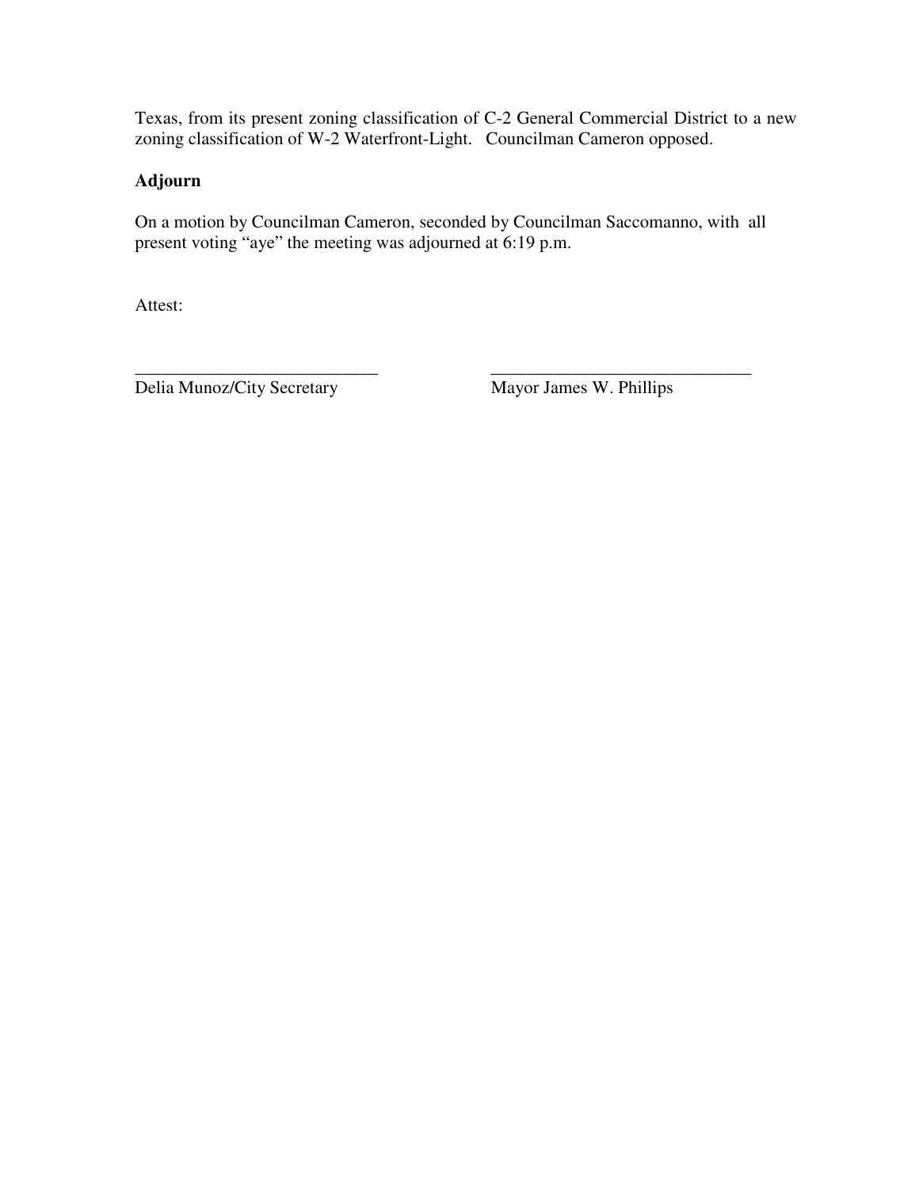Texas, from its present zoning classification of C-2 General Commercial District to a new zoning classification of W-2 Waterfront-Light. Councilman Cameron opposed.

**Adjourn**

On a motion by Councilman Cameron, seconded by Councilman Saccomanno, with all present voting "aye" the meeting was adjourned at 6:19 p.m.

Attest:

___________________________ ______________________________
Delia Munoz/City Secretary Mayor James W. Phillips